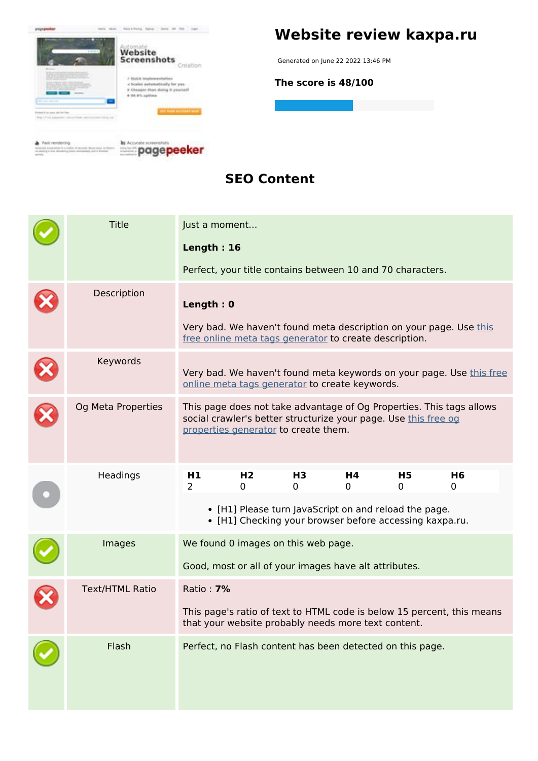# Website review kaxpa.ru

Generated on June 22 2022 13:46 PM

**The score is 48/100**

## SEO Content

| | | |
|---|---|---|
| ✓ | Title | Just a moment...<br><br>**Length : 16**<br><br>Perfect, your title contains between 10 and 70 characters. |
| ✗ | Description | **Length : 0**<br><br>Very bad. We haven't found meta description on your page. Use this free online meta tags generator to create description. |
| ✗ | Keywords | Very bad. We haven't found meta keywords on your page. Use this free online meta tags generator to create keywords. |
| ✗ | Og Meta Properties | This page does not take advantage of Og Properties. This tags allows social crawler's better structurize your page. Use this free og properties generator to create them. |
| • | Headings | **H1** 2 **H2** 0 **H3** 0 **H4** 0 **H5** 0 **H6** 0<br><br>• [H1] Please turn JavaScript on and reload the page.<br>• [H1] Checking your browser before accessing kaxpa.ru. |
| ✓ | Images | We found 0 images on this web page.<br><br>Good, most or all of your images have alt attributes. |
| ✗ | Text/HTML Ratio | Ratio : **7%**<br><br>This page's ratio of text to HTML code is below 15 percent, this means that your website probably needs more text content. |
| ✓ | Flash | Perfect, no Flash content has been detected on this page. |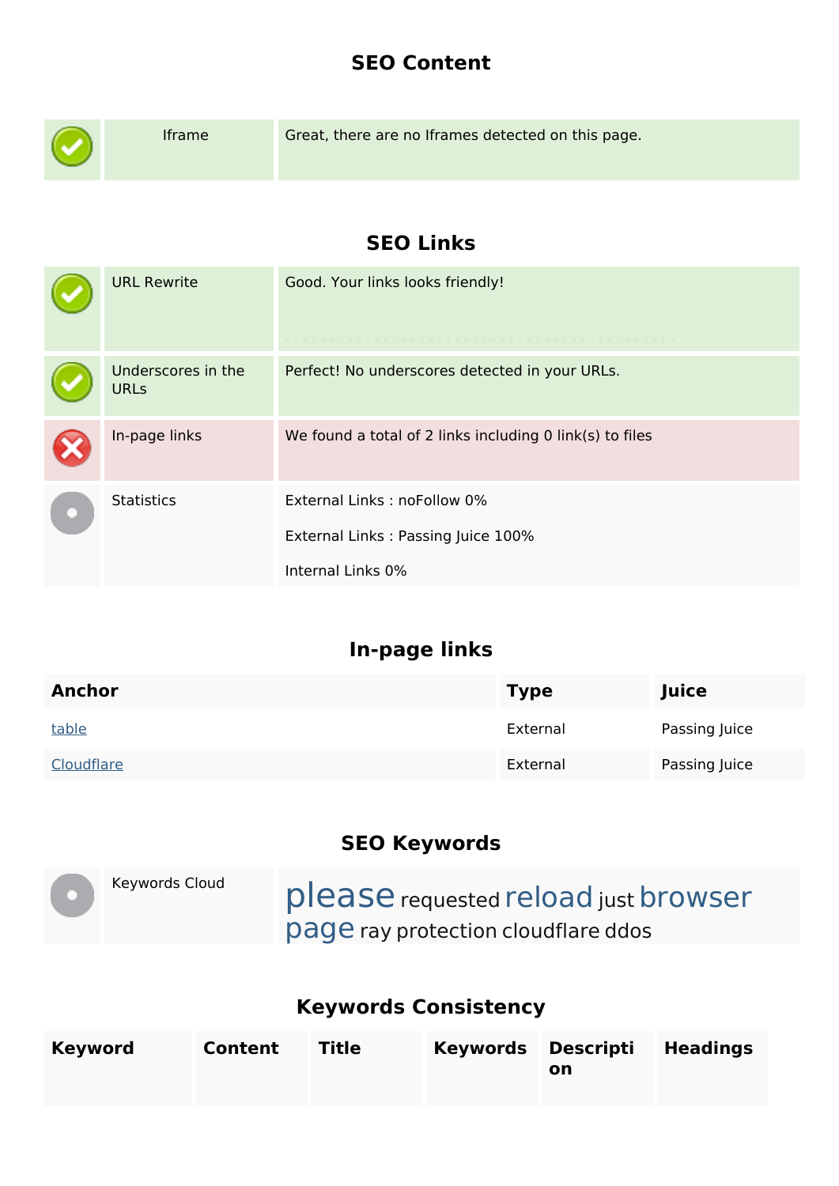## SEO Content

| | | |
|---|---|---|
| ✓ | Iframe | Great, there are no Iframes detected on this page. |

## SEO Links

| | | |
|---|---|---|
| ✓ | URL Rewrite | Good. Your links looks friendly! |
| ✓ | Underscores in the URLs | Perfect! No underscores detected in your URLs. |
| ✗ | In-page links | We found a total of 2 links including 0 link(s) to files |
| ● | Statistics | External Links : noFollow 0%<br>External Links : Passing Juice 100%<br>Internal Links 0% |

## In-page links

| Anchor | Type | Juice |
|---|---|---|
| table | External | Passing Juice |
| Cloudflare | External | Passing Juice |

## SEO Keywords

| | | |
|---|---|---|
| ● | Keywords Cloud | please requested reload just browser page ray protection cloudflare ddos |

## Keywords Consistency

| Keyword | Content | Title | Keywords | Description | Headings |
|---|---|---|---|---|---|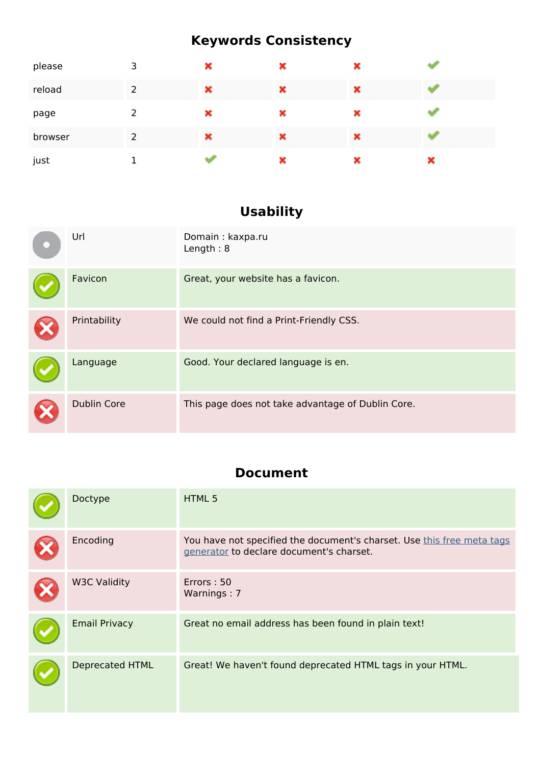## Keywords Consistency

| | | | | | |
|---|---|---|---|---|---|
| please | 3 | ✖ | ✖ | ✖ | ✔ |
| reload | 2 | ✖ | ✖ | ✖ | ✔ |
| page | 2 | ✖ | ✖ | ✖ | ✔ |
| browser | 2 | ✖ | ✖ | ✖ | ✔ |
| just | 1 | ✔ | ✖ | ✖ | ✖ |

## Usability

| | | |
|---|---|---|
| ● | Url | Domain : kaxpa.ru<br>Length : 8 |
| ✔ | Favicon | Great, your website has a favicon. |
| ✖ | Printability | We could not find a Print-Friendly CSS. |
| ✔ | Language | Good. Your declared language is en. |
| ✖ | Dublin Core | This page does not take advantage of Dublin Core. |

## Document

| | | |
|---|---|---|
| ✔ | Doctype | HTML 5 |
| ✖ | Encoding | You have not specified the document's charset. Use this free meta tags generator to declare document's charset. |
| ✖ | W3C Validity | Errors : 50<br>Warnings : 7 |
| ✔ | Email Privacy | Great no email address has been found in plain text! |
| ✔ | Deprecated HTML | Great! We haven't found deprecated HTML tags in your HTML. |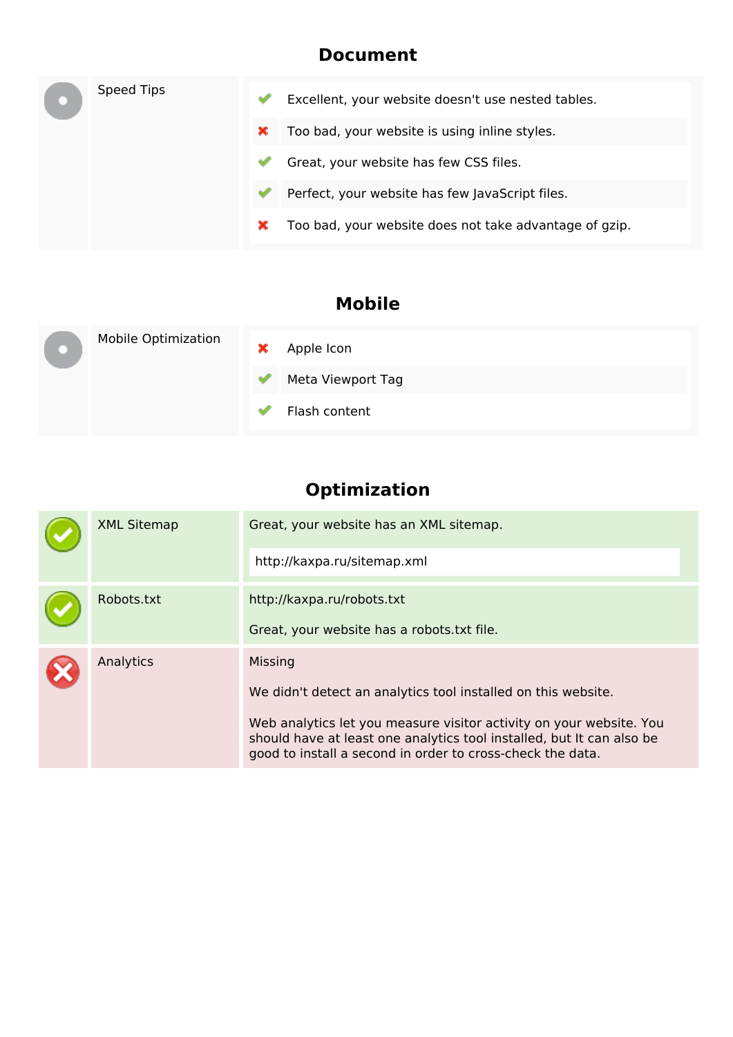## Document

| | | |
|---|---|---|
| | Speed Tips | ✔ Excellent, your website doesn't use nested tables.<br>✖ Too bad, your website is using inline styles.<br>✔ Great, your website has few CSS files.<br>✔ Perfect, your website has few JavaScript files.<br>✖ Too bad, your website does not take advantage of gzip. |

## Mobile

| | | |
|---|---|---|
| | Mobile Optimization | ✖ Apple Icon<br>✔ Meta Viewport Tag<br>✔ Flash content |

## Optimization

| | | |
|---|---|---|
| ✔ | XML Sitemap | Great, your website has an XML sitemap.<br><br>http://kaxpa.ru/sitemap.xml |
| ✔ | Robots.txt | http://kaxpa.ru/robots.txt<br><br>Great, your website has a robots.txt file. |
| ✖ | Analytics | Missing<br><br>We didn't detect an analytics tool installed on this website.<br><br>Web analytics let you measure visitor activity on your website. You should have at least one analytics tool installed, but It can also be good to install a second in order to cross-check the data. |